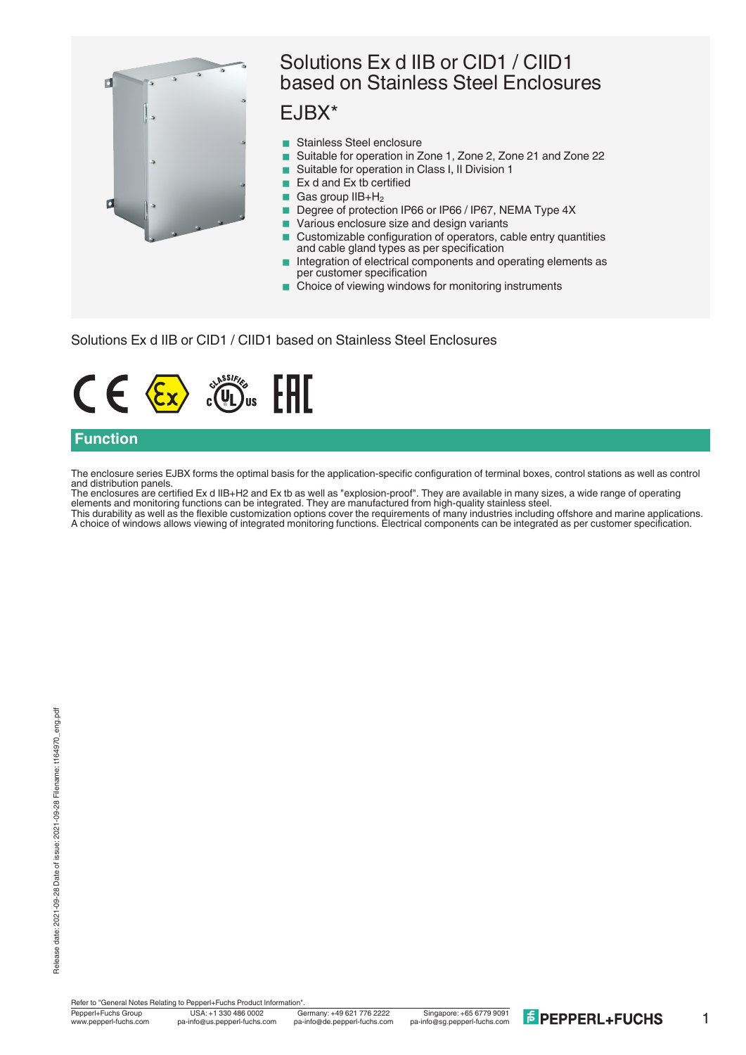# Solutions Ex d IIB or CID1 / CIID1 based on Stainless Steel Enclosures

## EJBX*

- Stainless Steel enclosure
- Suitable for operation in Zone 1, Zone 2, Zone 21 and Zone 22
- Suitable for operation in Class I, II Division 1
- Ex d and Ex tb certified
- Gas group IIB+$H_2$
- Degree of protection IP66 or IP66 / IP67, NEMA Type 4X
- Various enclosure size and design variants
- Customizable configuration of operators, cable entry quantities and cable gland types as per specification
- Integration of electrical components and operating elements as per customer specification
- Choice of viewing windows for monitoring instruments

Solutions Ex d IIB or CID1 / CIID1 based on Stainless Steel Enclosures

## Function

The enclosure series EJBX forms the optimal basis for the application-specific configuration of terminal boxes, control stations as well as control and distribution panels.
The enclosures are certified Ex d IIB+H2 and Ex tb as well as "explosion-proof". They are available in many sizes, a wide range of operating elements and monitoring functions can be integrated. They are manufactured from high-quality stainless steel.
This durability as well as the flexible customization options cover the requirements of many industries including offshore and marine applications.
A choice of windows allows viewing of integrated monitoring functions. Electrical components can be integrated as per customer specification.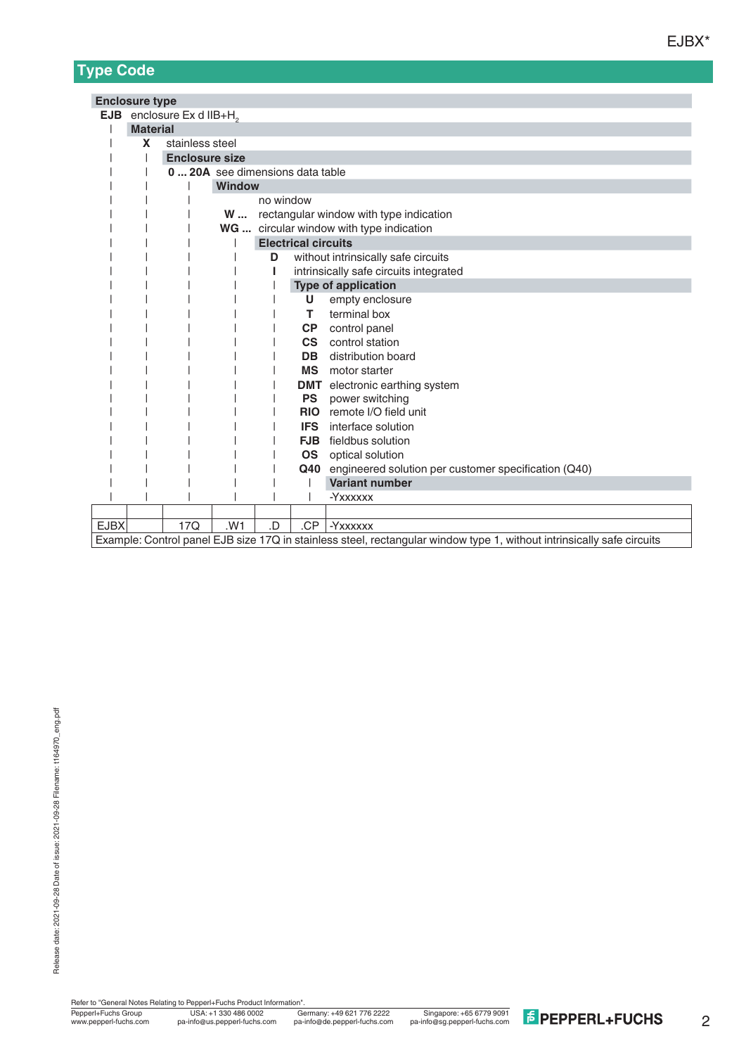## Type Code

**Enclosure type**

**EJB** enclosure Ex d IIB+$H_2$

**Material**

**X** stainless steel

**Enclosure size**

**0 ... 20A** see dimensions data table

**Window**

no window

**W ...** rectangular window with type indication

**WG ...** circular window with type indication

**Electrical circuits**

**D** without intrinsically safe circuits

**I** intrinsically safe circuits integrated

**Type of application**

**U** empty enclosure

**T** terminal box

**CP** control panel

**CS** control station

**DB** distribution board

**MS** motor starter

**DMT** electronic earthing system

**PS** power switching

**RIO** remote I/O field unit

**IFS** interface solution

**FJB** fieldbus solution

**OS** optical solution

**Q40** engineered solution per customer specification (Q40)

**Variant number**

-Yxxxxxx

| EJBX | | 17Q | .W1 | .D | .CP | -Yxxxxxx |
|---|---|---|---|---|---|---|

Example: Control panel EJB size 17Q in stainless steel, rectangular window type 1, without intrinsically safe circuits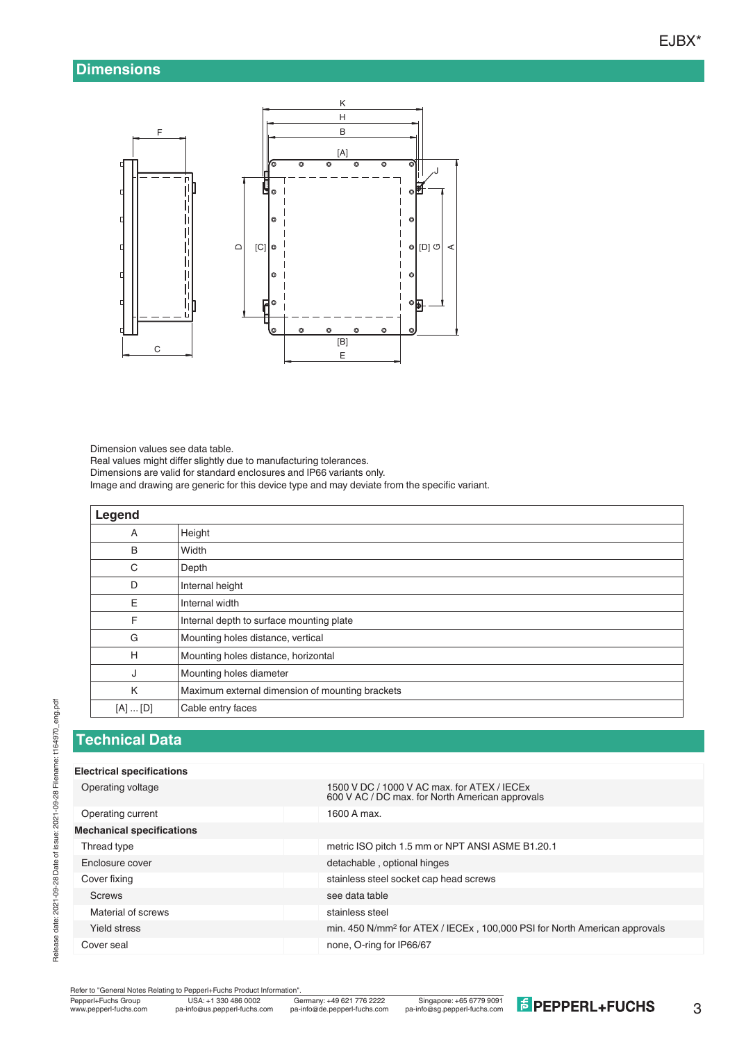## Dimensions

Dimension values see data table.
Real values might differ slightly due to manufacturing tolerances.
Dimensions are valid for standard enclosures and IP66 variants only.
Image and drawing are generic for this device type and may deviate from the specific variant.

| Legend | |
|---|---|
| A | Height |
| B | Width |
| C | Depth |
| D | Internal height |
| E | Internal width |
| F | Internal depth to surface mounting plate |
| G | Mounting holes distance, vertical |
| H | Mounting holes distance, horizontal |
| J | Mounting holes diameter |
| K | Maximum external dimension of mounting brackets |
| [A] ... [D] | Cable entry faces |

## Technical Data

| | |
|---|---|
| **Electrical specifications** | |
| Operating voltage | 1500 V DC / 1000 V AC max. for ATEX / IECEx<br>600 V AC / DC max. for North American approvals |
| Operating current | 1600 A max. |
| **Mechanical specifications** | |
| Thread type | metric ISO pitch 1.5 mm or NPT ANSI ASME B1.20.1 |
| Enclosure cover | detachable , optional hinges |
| Cover fixing | stainless steel socket cap head screws |
| Screws | see data table |
| Material of screws | stainless steel |
| Yield stress | min. 450 N/mm² for ATEX / IECEx , 100,000 PSI for North American approvals |
| Cover seal | none, O-ring for IP66/67 |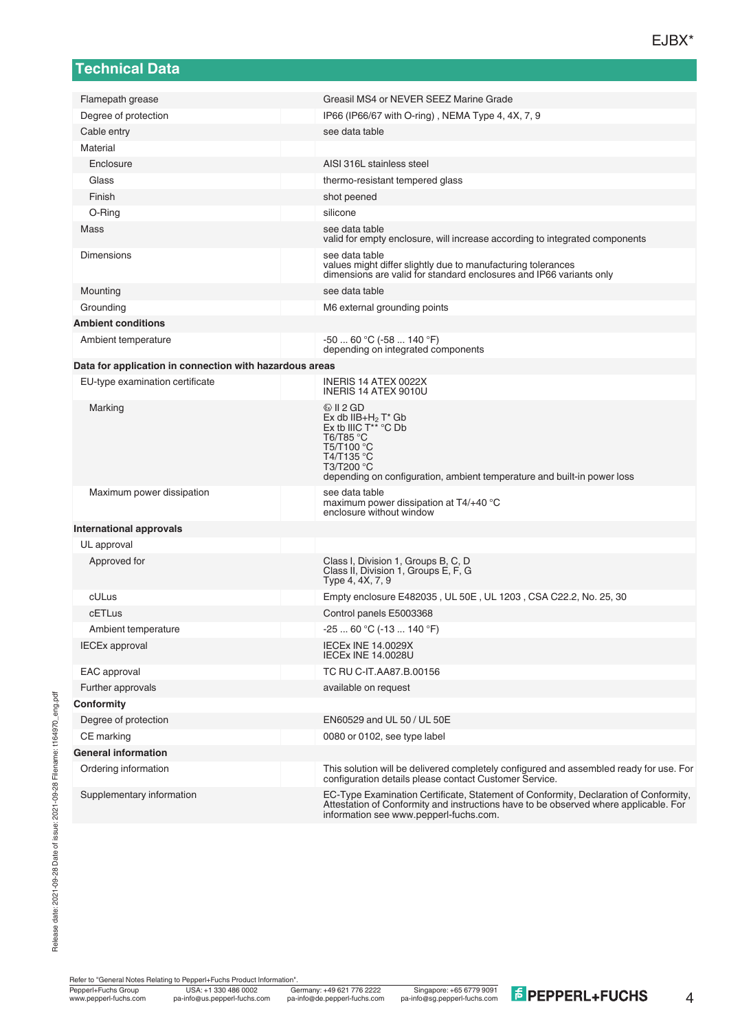## Technical Data

| | |
|---|---|
| Flamepath grease | Greasil MS4 or NEVER SEEZ Marine Grade |
| Degree of protection | IP66 (IP66/67 with O-ring) , NEMA Type 4, 4X, 7, 9 |
| Cable entry | see data table |
| Material | |
| Enclosure | AISI 316L stainless steel |
| Glass | thermo-resistant tempered glass |
| Finish | shot peened |
| O-Ring | silicone |
| Mass | see data table<br>valid for empty enclosure, will increase according to integrated components |
| Dimensions | see data table<br>values might differ slightly due to manufacturing tolerances<br>dimensions are valid for standard enclosures and IP66 variants only |
| Mounting | see data table |
| Grounding | M6 external grounding points |
| **Ambient conditions** | |
| Ambient temperature | -50 ... 60 °C (-58 ... 140 °F)<br>depending on integrated components |
| **Data for application in connection with hazardous areas** | |
| EU-type examination certificate | INERIS 14 ATEX 0022X<br>INERIS 14 ATEX 9010U |
| Marking | Ⓔx II 2 GD<br>Ex db IIB+$H_2$ T* Gb<br>Ex tb IIIC T** °C Db<br>T6/T85 °C<br>T5/T100 °C<br>T4/T135 °C<br>T3/T200 °C<br>depending on configuration, ambient temperature and built-in power loss |
| Maximum power dissipation | see data table<br>maximum power dissipation at T4/+40 °C<br>enclosure without window |
| **International approvals** | |
| UL approval | |
| Approved for | Class I, Division 1, Groups B, C, D<br>Class II, Division 1, Groups E, F, G<br>Type 4, 4X, 7, 9 |
| cULus | Empty enclosure E482035 , UL 50E , UL 1203 , CSA C22.2, No. 25, 30 |
| cETLus | Control panels E5003368 |
| Ambient temperature | -25 ... 60 °C (-13 ... 140 °F) |
| IECEx approval | IECEx INE 14.0029X<br>IECEx INE 14.0028U |
| EAC approval | TC RU C-IT.AA87.B.00156 |
| Further approvals | available on request |
| **Conformity** | |
| Degree of protection | EN60529 and UL 50 / UL 50E |
| CE marking | 0080 or 0102, see type label |
| **General information** | |
| Ordering information | This solution will be delivered completely configured and assembled ready for use. For configuration details please contact Customer Service. |
| Supplementary information | EC-Type Examination Certificate, Statement of Conformity, Declaration of Conformity, Attestation of Conformity and instructions have to be observed where applicable. For information see www.pepperl-fuchs.com. |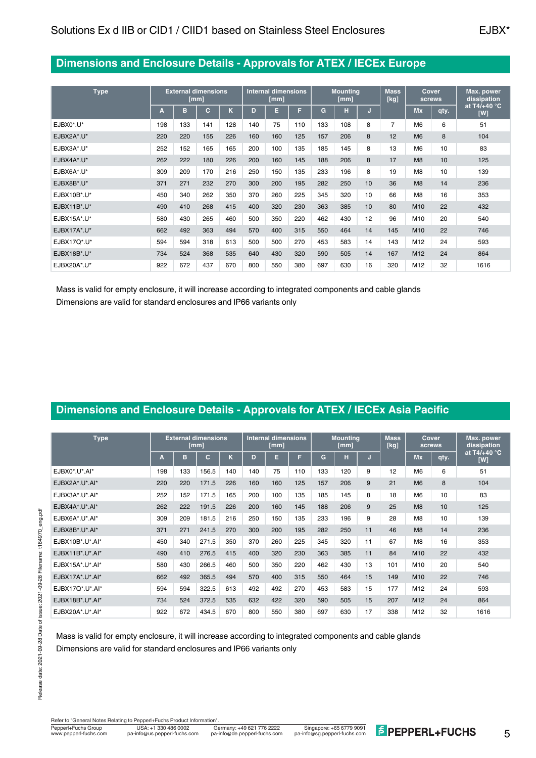## Dimensions and Enclosure Details - Approvals for ATEX / IECEx Europe

| Type | External dimensions [mm] | | | | Internal dimensions [mm] | | | Mounting [mm] | | | Mass [kg] | Cover screws | | Max. power dissipation at T4/+40 °C [W] |
|---|---|---|---|---|---|---|---|---|---|---|---|---|---|---|
| | A | B | C | K | D | E | F | G | H | J | | Mx | qty. | |
| EJBX0*.U* | 198 | 133 | 141 | 128 | 140 | 75 | 110 | 133 | 108 | 8 | 7 | M6 | 6 | 51 |
| EJBX2A*.U* | 220 | 220 | 155 | 226 | 160 | 160 | 125 | 157 | 206 | 8 | 12 | M6 | 8 | 104 |
| EJBX3A*.U* | 252 | 152 | 165 | 165 | 200 | 100 | 135 | 185 | 145 | 8 | 13 | M6 | 10 | 83 |
| EJBX4A*.U* | 262 | 222 | 180 | 226 | 200 | 160 | 145 | 188 | 206 | 8 | 17 | M8 | 10 | 125 |
| EJBX6A*.U* | 309 | 209 | 170 | 216 | 250 | 150 | 135 | 233 | 196 | 8 | 19 | M8 | 10 | 139 |
| EJBX8B*.U* | 371 | 271 | 232 | 270 | 300 | 200 | 195 | 282 | 250 | 10 | 36 | M8 | 14 | 236 |
| EJBX10B*.U* | 450 | 340 | 262 | 350 | 370 | 260 | 225 | 345 | 320 | 10 | 66 | M8 | 16 | 353 |
| EJBX11B*.U* | 490 | 410 | 268 | 415 | 400 | 320 | 230 | 363 | 385 | 10 | 80 | M10 | 22 | 432 |
| EJBX15A*.U* | 580 | 430 | 265 | 460 | 500 | 350 | 220 | 462 | 430 | 12 | 96 | M10 | 20 | 540 |
| EJBX17A*.U* | 662 | 492 | 363 | 494 | 570 | 400 | 315 | 550 | 464 | 14 | 145 | M10 | 22 | 746 |
| EJBX17Q*.U* | 594 | 594 | 318 | 613 | 500 | 500 | 270 | 453 | 583 | 14 | 143 | M12 | 24 | 593 |
| EJBX18B*.U* | 734 | 524 | 368 | 535 | 640 | 430 | 320 | 590 | 505 | 14 | 167 | M12 | 24 | 864 |
| EJBX20A*.U* | 922 | 672 | 437 | 670 | 800 | 550 | 380 | 697 | 630 | 16 | 320 | M12 | 32 | 1616 |

Mass is valid for empty enclosure, it will increase according to integrated components and cable glands
Dimensions are valid for standard enclosures and IP66 variants only

## Dimensions and Enclosure Details - Approvals for ATEX / IECEx Asia Pacific

| Type | External dimensions [mm] | | | | Internal dimensions [mm] | | | Mounting [mm] | | | Mass [kg] | Cover screws | | Max. power dissipation at T4/+40 °C [W] |
|---|---|---|---|---|---|---|---|---|---|---|---|---|---|---|
| | A | B | C | K | D | E | F | G | H | J | | Mx | qty. | |
| EJBX0*.U*.AI* | 198 | 133 | 156.5 | 140 | 140 | 75 | 110 | 133 | 120 | 9 | 12 | M6 | 6 | 51 |
| EJBX2A*.U*.AI* | 220 | 220 | 171.5 | 226 | 160 | 160 | 125 | 157 | 206 | 9 | 21 | M6 | 8 | 104 |
| EJBX3A*.U*.AI* | 252 | 152 | 171.5 | 165 | 200 | 100 | 135 | 185 | 145 | 8 | 18 | M6 | 10 | 83 |
| EJBX4A*.U*.AI* | 262 | 222 | 191.5 | 226 | 200 | 160 | 145 | 188 | 206 | 9 | 25 | M8 | 10 | 125 |
| EJBX6A*.U*.AI* | 309 | 209 | 181.5 | 216 | 250 | 150 | 135 | 233 | 196 | 9 | 28 | M8 | 10 | 139 |
| EJBX8B*.U*.AI* | 371 | 271 | 241.5 | 270 | 300 | 200 | 195 | 282 | 250 | 11 | 46 | M8 | 14 | 236 |
| EJBX10B*.U*.AI* | 450 | 340 | 271.5 | 350 | 370 | 260 | 225 | 345 | 320 | 11 | 67 | M8 | 16 | 353 |
| EJBX11B*.U*.AI* | 490 | 410 | 276.5 | 415 | 400 | 320 | 230 | 363 | 385 | 11 | 84 | M10 | 22 | 432 |
| EJBX15A*.U*.AI* | 580 | 430 | 266.5 | 460 | 500 | 350 | 220 | 462 | 430 | 13 | 101 | M10 | 20 | 540 |
| EJBX17A*.U*.AI* | 662 | 492 | 365.5 | 494 | 570 | 400 | 315 | 550 | 464 | 15 | 149 | M10 | 22 | 746 |
| EJBX17Q*.U*.AI* | 594 | 594 | 322.5 | 613 | 492 | 492 | 270 | 453 | 583 | 15 | 177 | M12 | 24 | 593 |
| EJBX18B*.U*.AI* | 734 | 524 | 372.5 | 535 | 632 | 422 | 320 | 590 | 505 | 15 | 207 | M12 | 24 | 864 |
| EJBX20A*.U*.AI* | 922 | 672 | 434.5 | 670 | 800 | 550 | 380 | 697 | 630 | 17 | 338 | M12 | 32 | 1616 |

Mass is valid for empty enclosure, it will increase according to integrated components and cable glands
Dimensions are valid for standard enclosures and IP66 variants only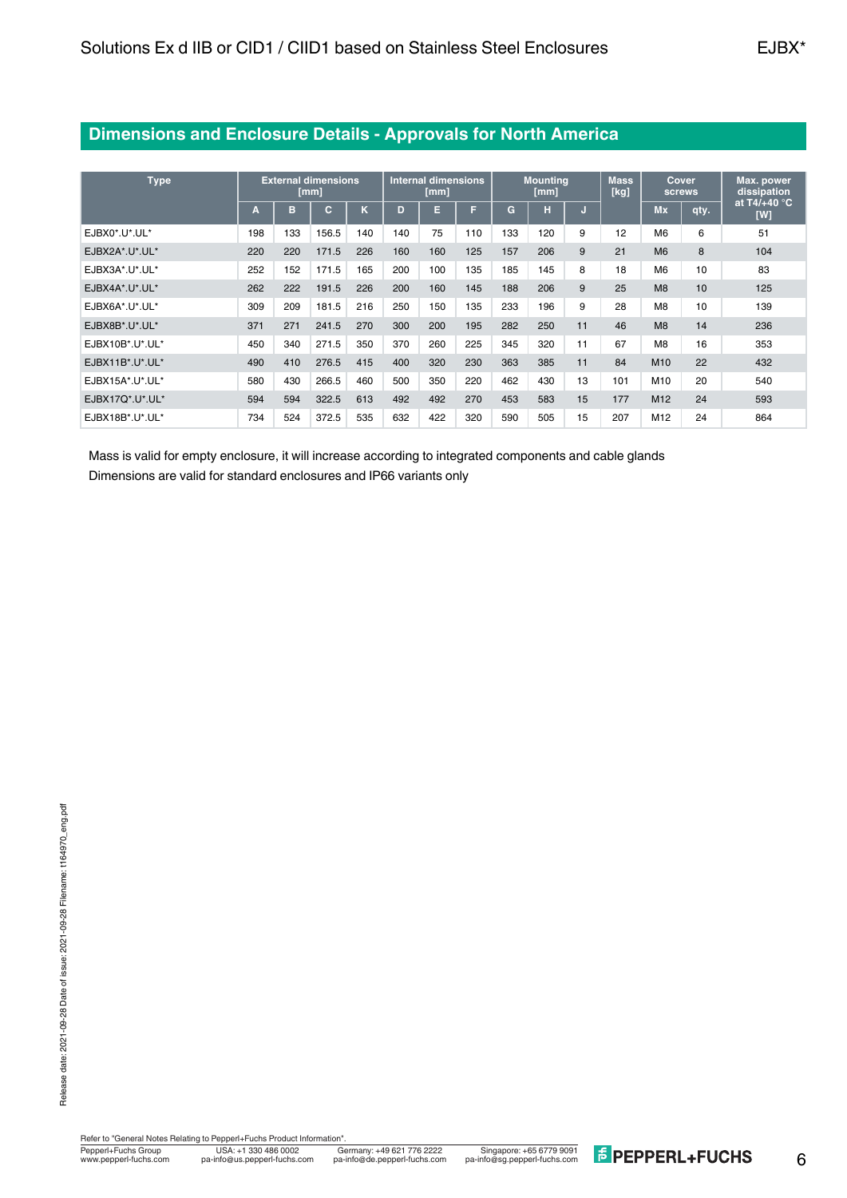## Dimensions and Enclosure Details - Approvals for North America

| Type | External dimensions [mm] | | | | Internal dimensions [mm] | | | Mounting [mm] | | | Mass [kg] | Cover screws | | Max. power dissipation at T4/+40 °C [W] |
|---|---|---|---|---|---|---|---|---|---|---|---|---|---|---|
| | A | B | C | K | D | E | F | G | H | J | | Mx | qty. | |
| EJBX0*.U*.UL* | 198 | 133 | 156.5 | 140 | 140 | 75 | 110 | 133 | 120 | 9 | 12 | M6 | 6 | 51 |
| EJBX2A*.U*.UL* | 220 | 220 | 171.5 | 226 | 160 | 160 | 125 | 157 | 206 | 9 | 21 | M6 | 8 | 104 |
| EJBX3A*.U*.UL* | 252 | 152 | 171.5 | 165 | 200 | 100 | 135 | 185 | 145 | 8 | 18 | M6 | 10 | 83 |
| EJBX4A*.U*.UL* | 262 | 222 | 191.5 | 226 | 200 | 160 | 145 | 188 | 206 | 9 | 25 | M8 | 10 | 125 |
| EJBX6A*.U*.UL* | 309 | 209 | 181.5 | 216 | 250 | 150 | 135 | 233 | 196 | 9 | 28 | M8 | 10 | 139 |
| EJBX8B*.U*.UL* | 371 | 271 | 241.5 | 270 | 300 | 200 | 195 | 282 | 250 | 11 | 46 | M8 | 14 | 236 |
| EJBX10B*.U*.UL* | 450 | 340 | 271.5 | 350 | 370 | 260 | 225 | 345 | 320 | 11 | 67 | M8 | 16 | 353 |
| EJBX11B*.U*.UL* | 490 | 410 | 276.5 | 415 | 400 | 320 | 230 | 363 | 385 | 11 | 84 | M10 | 22 | 432 |
| EJBX15A*.U*.UL* | 580 | 430 | 266.5 | 460 | 500 | 350 | 220 | 462 | 430 | 13 | 101 | M10 | 20 | 540 |
| EJBX17Q*.U*.UL* | 594 | 594 | 322.5 | 613 | 492 | 492 | 270 | 453 | 583 | 15 | 177 | M12 | 24 | 593 |
| EJBX18B*.U*.UL* | 734 | 524 | 372.5 | 535 | 632 | 422 | 320 | 590 | 505 | 15 | 207 | M12 | 24 | 864 |

Mass is valid for empty enclosure, it will increase according to integrated components and cable glands

Dimensions are valid for standard enclosures and IP66 variants only